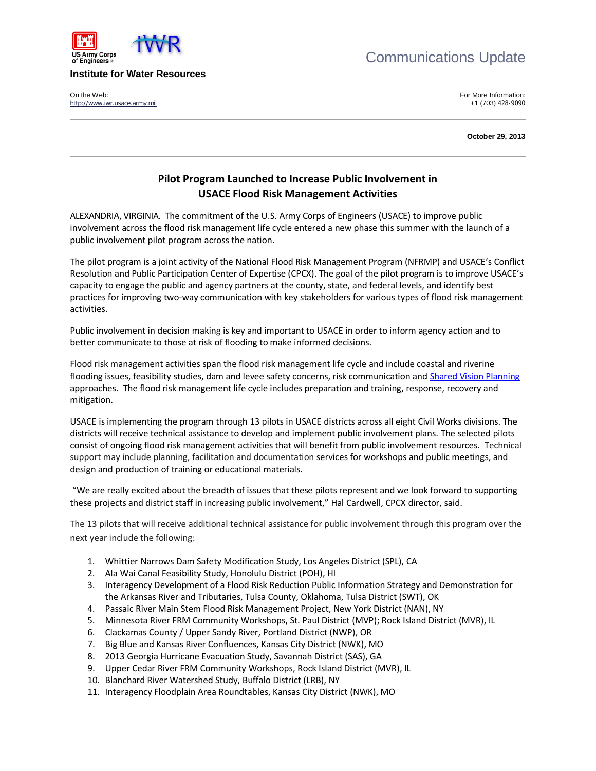US Army Corps of Engineers

# Institute for Water Resources

Communications Update

On the Web:
http://www.iwr.usace.army.mil

For More Information:
+1 (703) 428-9090

**October 29, 2013**

---

## Pilot Program Launched to Increase Public Involvement in USACE Flood Risk Management Activities

ALEXANDRIA, VIRGINIA. The commitment of the U.S. Army Corps of Engineers (USACE) to improve public involvement across the flood risk management life cycle entered a new phase this summer with the launch of a public involvement pilot program across the nation.

The pilot program is a joint activity of the National Flood Risk Management Program (NFRMP) and USACE's Conflict Resolution and Public Participation Center of Expertise (CPCX). The goal of the pilot program is to improve USACE's capacity to engage the public and agency partners at the county, state, and federal levels, and identify best practices for improving two-way communication with key stakeholders for various types of flood risk management activities.

Public involvement in decision making is key and important to USACE in order to inform agency action and to better communicate to those at risk of flooding to make informed decisions.

Flood risk management activities span the flood risk management life cycle and include coastal and riverine flooding issues, feasibility studies, dam and levee safety concerns, risk communication and Shared Vision Planning approaches. The flood risk management life cycle includes preparation and training, response, recovery and mitigation.

USACE is implementing the program through 13 pilots in USACE districts across all eight Civil Works divisions. The districts will receive technical assistance to develop and implement public involvement plans. The selected pilots consist of ongoing flood risk management activities that will benefit from public involvement resources. Technical support may include planning, facilitation and documentation services for workshops and public meetings, and design and production of training or educational materials.

"We are really excited about the breadth of issues that these pilots represent and we look forward to supporting these projects and district staff in increasing public involvement," Hal Cardwell, CPCX director, said.

The 13 pilots that will receive additional technical assistance for public involvement through this program over the next year include the following:

1. Whittier Narrows Dam Safety Modification Study, Los Angeles District (SPL), CA
2. Ala Wai Canal Feasibility Study, Honolulu District (POH), HI
3. Interagency Development of a Flood Risk Reduction Public Information Strategy and Demonstration for the Arkansas River and Tributaries, Tulsa County, Oklahoma, Tulsa District (SWT), OK
4. Passaic River Main Stem Flood Risk Management Project, New York District (NAN), NY
5. Minnesota River FRM Community Workshops, St. Paul District (MVP); Rock Island District (MVR), IL
6. Clackamas County / Upper Sandy River, Portland District (NWP), OR
7. Big Blue and Kansas River Confluences, Kansas City District (NWK), MO
8. 2013 Georgia Hurricane Evacuation Study, Savannah District (SAS), GA
9. Upper Cedar River FRM Community Workshops, Rock Island District (MVR), IL
10. Blanchard River Watershed Study, Buffalo District (LRB), NY
11. Interagency Floodplain Area Roundtables, Kansas City District (NWK), MO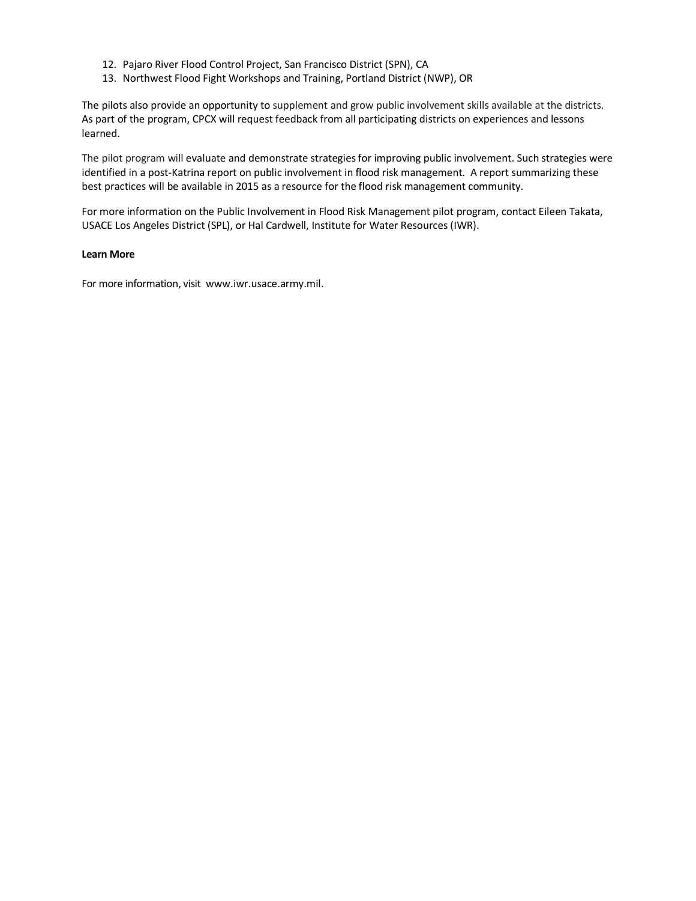12. Pajaro River Flood Control Project, San Francisco District (SPN), CA
13. Northwest Flood Fight Workshops and Training, Portland District (NWP), OR

The pilots also provide an opportunity to supplement and grow public involvement skills available at the districts. As part of the program, CPCX will request feedback from all participating districts on experiences and lessons learned.

The pilot program will evaluate and demonstrate strategies for improving public involvement. Such strategies were identified in a post-Katrina report on public involvement in flood risk management. A report summarizing these best practices will be available in 2015 as a resource for the flood risk management community.

For more information on the Public Involvement in Flood Risk Management pilot program, contact Eileen Takata, USACE Los Angeles District (SPL), or Hal Cardwell, Institute for Water Resources (IWR).

**Learn More**

For more information, visit www.iwr.usace.army.mil.